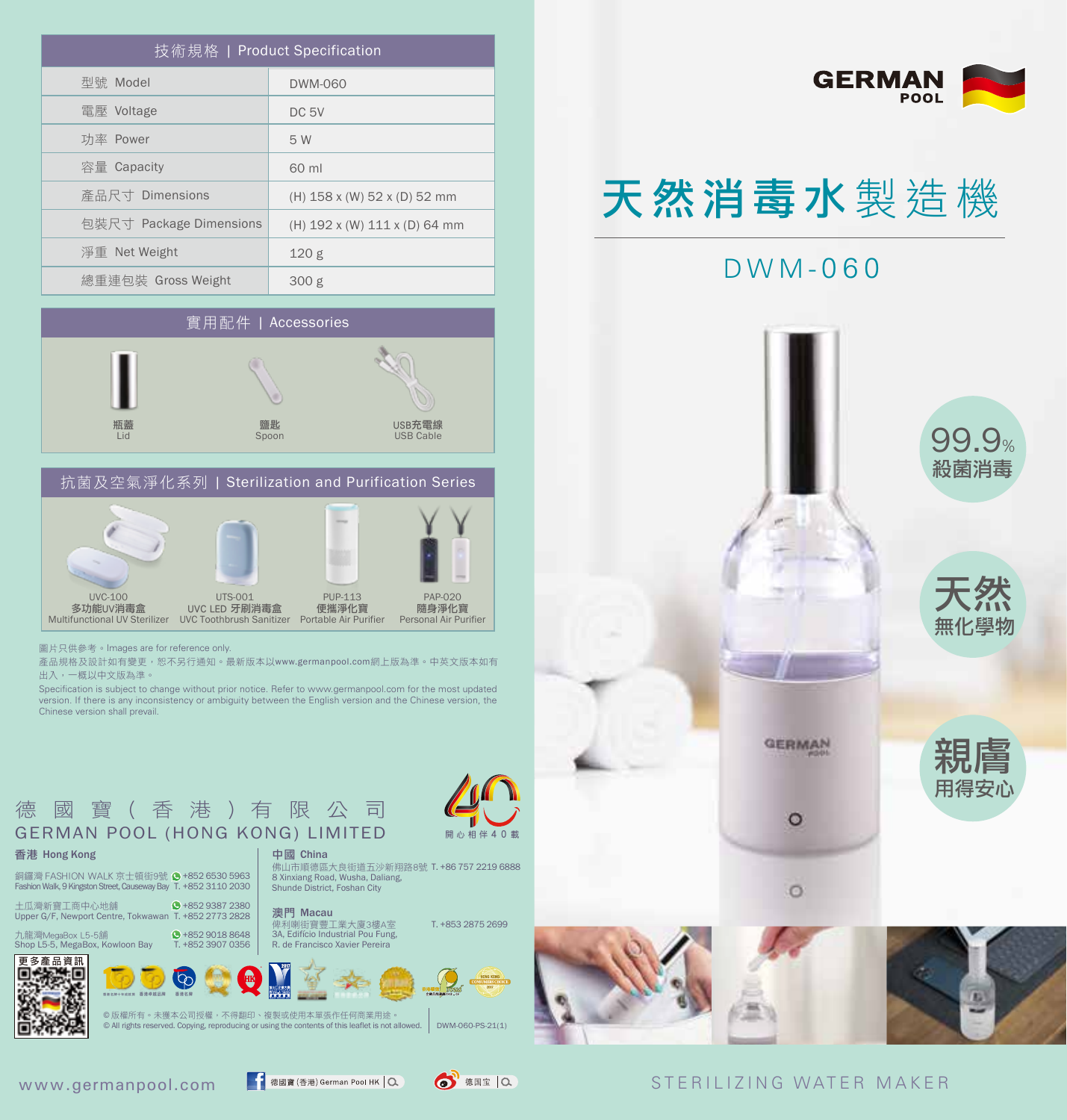# GERMAN POOL

# 天然消毒水製造機

## DWM-060

99.9% 殺菌消毒

天然 無化學物

親膚 用得安心

STERILIZING WATER MAKER

## 技術規格 | Product Specification

| 項目 | 規格 |
|---|---|
| 型號 Model | DWM-060 |
| 電壓 Voltage | DC 5V |
| 功率 Power | 5 W |
| 容量 Capacity | 60 ml |
| 產品尺寸 Dimensions | (H) 158 x (W) 52 x (D) 52 mm |
| 包裝尺寸 Package Dimensions | (H) 192 x (W) 111 x (D) 64 mm |
| 淨重 Net Weight | 120 g |
| 總重連包裝 Gross Weight | 300 g |

## 實用配件 | Accessories

- 瓶蓋 Lid
- 鹽匙 Spoon
- USB充電線 USB Cable

## 抗菌及空氣淨化系列 | Sterilization and Purification Series

- UVC-100 多功能UV消毒盒 Multifunctional UV Sterilizer
- UTS-001 UVC LED 牙刷消毒盒 UVC Toothbrush Sanitizer
- PUP-113 便攜淨化寶 Portable Air Purifier
- PAP-020 隨身淨化寶 Personal Air Purifier

圖片只供參考。Images are for reference only.

產品規格及設計如有變更，恕不另行通知。最新版本以www.germanpool.com網上版為準。中英文版本如有出入，一概以中文版為準。

Specification is subject to change without prior notice. Refer to www.germanpool.com for the most updated version. If there is any inconsistency or ambiguity between the English version and the Chinese version, the Chinese version shall prevail.

## 德國寶(香港)有限公司
## GERMAN POOL (HONG KONG) LIMITED

開心相伴40載

**香港 Hong Kong**

銅鑼灣 FASHION WALK 京士頓街9號 Fashion Walk, 9 Kingston Street, Causeway Bay +852 6530 5963 T. +852 3110 2030

土瓜灣新寶工商中心地舖 Upper G/F, Newport Centre, Tokwawan +852 9387 2380 T. +852 2773 2828

九龍灣MegaBox L5-5舖 Shop L5-5, MegaBox, Kowloon Bay +852 9018 8648 T. +852 3907 0356

**中國 China**

佛山市順德區大良街道五沙新翔路8號 8 Xinxiang Road, Wusha, Daliang, Shunde District, Foshan City T. +86 757 2219 6888

**澳門 Macau**

俾利喇街寶豐工業大廈3樓A室 3A, Edifício Industrial Pou Fung, R. de Francisco Xavier Pereira T. +853 2875 2699

更多產品資訊

© 版權所有。未獲本公司授權，不得翻印、複製或使用本單張作任何商業用途。
© All rights reserved. Copying, reproducing or using the contents of this leaflet is not allowed.

DWM-060-PS-21(1)

www.germanpool.com

德國寶(香港) German Pool HK

德国宝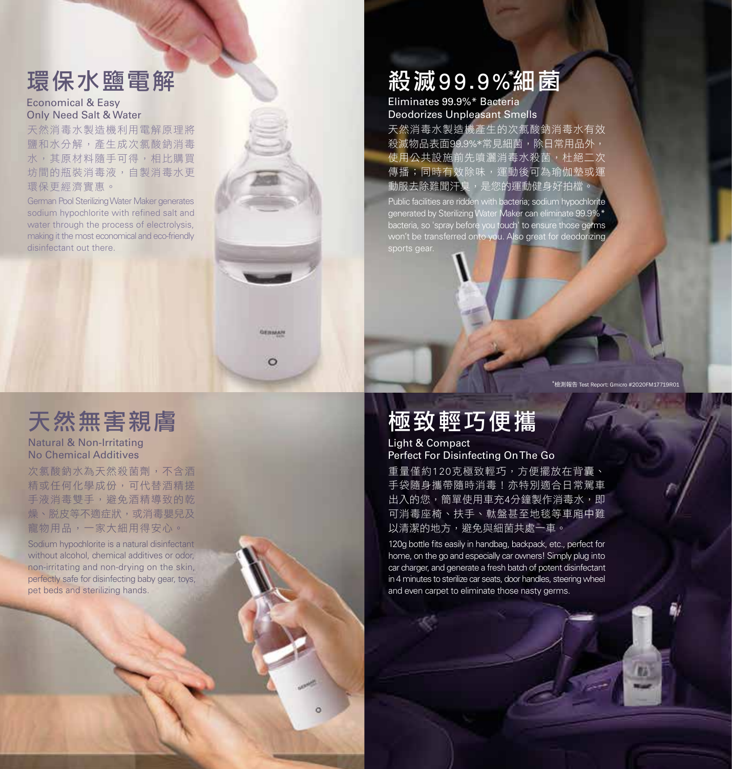## 環保水鹽電解

Economical & Easy
Only Need Salt & Water

天然消毒水製造機利用電解原理將鹽和水分解，產生成次氯酸鈉消毒水，其原材料隨手可得，相比購買坊間的瓶裝消毒液，自製消毒水更環保更經濟實惠。

German Pool Sterilizing Water Maker generates sodium hypochlorite with refined salt and water through the process of electrolysis, making it the most economical and eco-friendly disinfectant out there.

## 殺滅99.9%*細菌

Eliminates 99.9%* Bacteria
Deodorizes Unpleasant Smells

天然消毒水製造機產生的次氯酸鈉消毒水有效殺滅物品表面99.9%*常見細菌，除日常用品外，使用公共設施前先噴灑消毒水殺菌，杜絕二次傳播；同時有效除味，運動後可為瑜伽墊或運動服去除難聞汗臭，是您的運動健身好拍檔。

Public facilities are ridden with bacteria; sodium hypochlorite generated by Sterilizing Water Maker can eliminate 99.9%* bacteria, so 'spray before you touch' to ensure those germs won't be transferred onto you. Also great for deodorizing sports gear.

*檢測報告 Test Report: Gmicro #2020FM17719R01

## 天然無害親膚

Natural & Non-Irritating
No Chemical Additives

次氯酸鈉水為天然殺菌劑，不含酒精或任何化學成份，可代替酒精搓手液消毒雙手，避免酒精導致的乾燥、脫皮等不適症狀，或消毒嬰兒及寵物用品，一家大細用得安心。

Sodium hypochlorite is a natural disinfectant without alcohol, chemical additives or odor, non-irritating and non-drying on the skin, perfectly safe for disinfecting baby gear, toys, pet beds and sterilizing hands.

## 極致輕巧便攜

Light & Compact
Perfect For Disinfecting On The Go

重量僅約120克極致輕巧，方便擺放在背囊、手袋隨身攜帶隨時消毒！亦特別適合日常駕車出入的您，簡單使用車充4分鐘製作消毒水，即可消毒座椅、扶手、軚盤甚至地毯等車廂中難以清潔的地方，避免與細菌共處一車。

120g bottle fits easily in handbag, backpack, etc., perfect for home, on the go and especially car owners! Simply plug into car charger, and generate a fresh batch of potent disinfectant in 4 minutes to sterilize car seats, door handles, steering wheel and even carpet to eliminate those nasty germs.